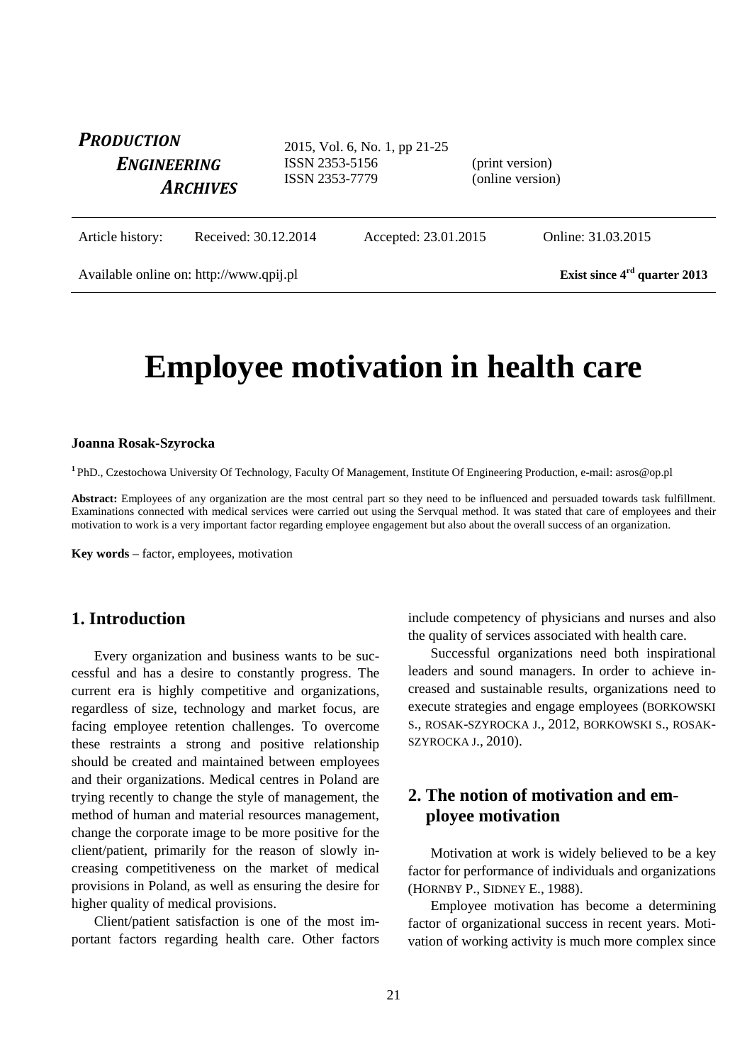**PRODUCTION ENGINEERING ARCHIVES**

2015, Vol. 6, No. 1, pp 21-25
ISSN 2353-5156 (print version)
ISSN 2353-7779 (online version)

Article history: Received: 30.12.2014 Accepted: 23.01.2015 Online: 31.03.2015

Available online on: http://www.qpij.pl **Exist since 4rd quarter 2013**

# Employee motivation in health care

**Joanna Rosak-Szyrocka**

[1] PhD., Czestochowa University Of Technology, Faculty Of Management, Institute Of Engineering Production, e-mail: asros@op.pl

**Abstract:** Employees of any organization are the most central part so they need to be influenced and persuaded towards task fulfillment. Examinations connected with medical services were carried out using the Servqual method. It was stated that care of employees and their motivation to work is a very important factor regarding employee engagement but also about the overall success of an organization.

**Key words** – factor, employees, motivation

## 1. Introduction

Every organization and business wants to be successful and has a desire to constantly progress. The current era is highly competitive and organizations, regardless of size, technology and market focus, are facing employee retention challenges. To overcome these restraints a strong and positive relationship should be created and maintained between employees and their organizations. Medical centres in Poland are trying recently to change the style of management, the method of human and material resources management, change the corporate image to be more positive for the client/patient, primarily for the reason of slowly increasing competitiveness on the market of medical provisions in Poland, as well as ensuring the desire for higher quality of medical provisions.

Client/patient satisfaction is one of the most important factors regarding health care. Other factors include competency of physicians and nurses and also the quality of services associated with health care.

Successful organizations need both inspirational leaders and sound managers. In order to achieve increased and sustainable results, organizations need to execute strategies and engage employees (BORKOWSKI S., ROSAK-SZYROCKA J., 2012, BORKOWSKI S., ROSAK-SZYROCKA J., 2010).

## 2. The notion of motivation and employee motivation

Motivation at work is widely believed to be a key factor for performance of individuals and organizations (HORNBY P., SIDNEY E., 1988).

Employee motivation has become a determining factor of organizational success in recent years. Motivation of working activity is much more complex since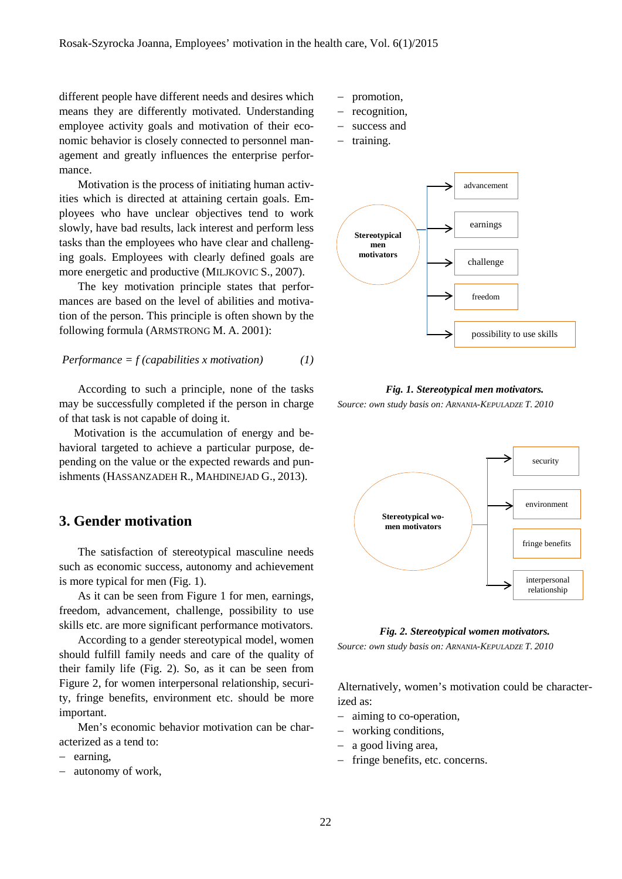different people have different needs and desires which means they are differently motivated. Understanding employee activity goals and motivation of their economic behavior is closely connected to personnel management and greatly influences the enterprise performance.

Motivation is the process of initiating human activities which is directed at attaining certain goals. Employees who have unclear objectives tend to work slowly, have bad results, lack interest and perform less tasks than the employees who have clear and challenging goals. Employees with clearly defined goals are more energetic and productive (MILJKOVIC S., 2007).

The key motivation principle states that performances are based on the level of abilities and motivation of the person. This principle is often shown by the following formula (ARMSTRONG M. A. 2001):

$$Performance = f\,(capabilities \times motivation) \qquad (1)$$

According to such a principle, none of the tasks may be successfully completed if the person in charge of that task is not capable of doing it.

Motivation is the accumulation of energy and behavioral targeted to achieve a particular purpose, depending on the value or the expected rewards and punishments (HASSANZADEH R., MAHDINEJAD G., 2013).

## 3. Gender motivation

The satisfaction of stereotypical masculine needs such as economic success, autonomy and achievement is more typical for men (Fig. 1).

As it can be seen from Figure 1 for men, earnings, freedom, advancement, challenge, possibility to use skills etc. are more significant performance motivators.

According to a gender stereotypical model, women should fulfill family needs and care of the quality of their family life (Fig. 2). So, as it can be seen from Figure 2, for women interpersonal relationship, security, fringe benefits, environment etc. should be more important.

Men's economic behavior motivation can be characterized as a tend to:

- earning,
- autonomy of work,
- promotion,
- recognition,
- success and
- training.

Stereotypical men motivators → advancement; earnings; challenge; freedom; possibility to use skills

***Fig. 1. Stereotypical men motivators.***

*Source: own study basis on: ARNANIA-KEPULADZE T. 2010*

Stereotypical women motivators → security; environment; fringe benefits; interpersonal relationship

***Fig. 2. Stereotypical women motivators.***

*Source: own study basis on: ARNANIA-KEPULADZE T. 2010*

Alternatively, women's motivation could be characterized as:

- aiming to co-operation,
- working conditions,
- a good living area,
- fringe benefits, etc. concerns.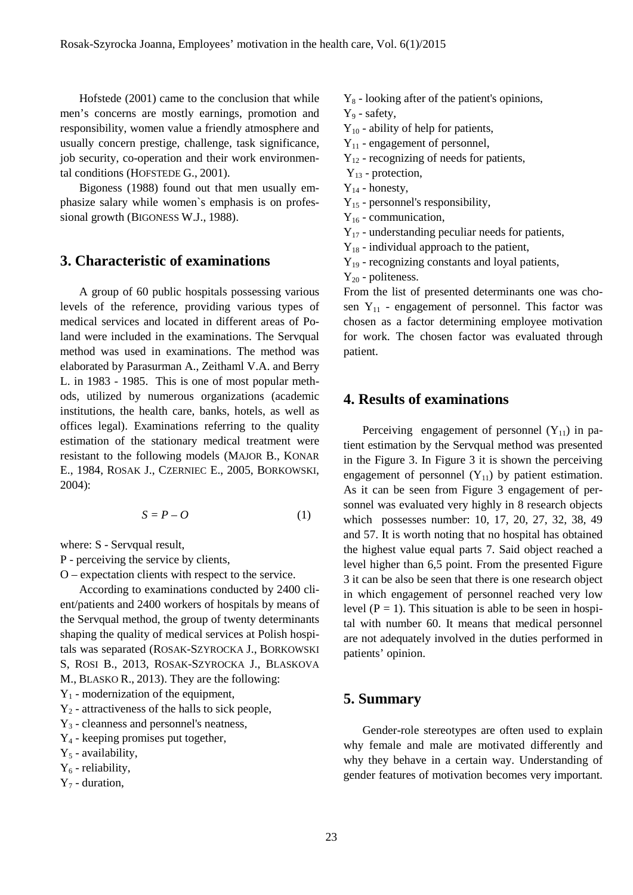Hofstede (2001) came to the conclusion that while men's concerns are mostly earnings, promotion and responsibility, women value a friendly atmosphere and usually concern prestige, challenge, task significance, job security, co-operation and their work environmental conditions (HOFSTEDE G., 2001).

Bigoness (1988) found out that men usually emphasize salary while women`s emphasis is on professional growth (BIGONESS W.J., 1988).

## 3. Characteristic of examinations

A group of 60 public hospitals possessing various levels of the reference, providing various types of medical services and located in different areas of Poland were included in the examinations. The Servqual method was used in examinations. The method was elaborated by Parasurman A., Zeithaml V.A. and Berry L. in 1983 - 1985. This is one of most popular methods, utilized by numerous organizations (academic institutions, the health care, banks, hotels, as well as offices legal). Examinations referring to the quality estimation of the stationary medical treatment were resistant to the following models (MAJOR B., KONAR E., 1984, ROSAK J., CZERNIEC E., 2005, BORKOWSKI, 2004):

$$S = P - O \qquad (1)$$

where: S - Servqual result,

P - perceiving the service by clients,

O – expectation clients with respect to the service.

According to examinations conducted by 2400 client/patients and 2400 workers of hospitals by means of the Servqual method, the group of twenty determinants shaping the quality of medical services at Polish hospitals was separated (ROSAK-SZYROCKA J., BORKOWSKI S, ROSI B., 2013, ROSAK-SZYROCKA J., BLASKOVA M., BLASKO R., 2013). They are the following:

$Y_1$ - modernization of the equipment,
$Y_2$ - attractiveness of the halls to sick people,
$Y_3$ - cleanness and personnel's neatness,
$Y_4$ - keeping promises put together,
$Y_5$ - availability,
$Y_6$ - reliability,
$Y_7$ - duration,
$Y_8$ - looking after of the patient's opinions,
$Y_9$ - safety,
$Y_{10}$ - ability of help for patients,
$Y_{11}$ - engagement of personnel,
$Y_{12}$ - recognizing of needs for patients,
$Y_{13}$ - protection,
$Y_{14}$ - honesty,
$Y_{15}$ - personnel's responsibility,
$Y_{16}$ - communication,
$Y_{17}$ - understanding peculiar needs for patients,
$Y_{18}$ - individual approach to the patient,
$Y_{19}$ - recognizing constants and loyal patients,
$Y_{20}$ - politeness.

From the list of presented determinants one was chosen $Y_{11}$ - engagement of personnel. This factor was chosen as a factor determining employee motivation for work. The chosen factor was evaluated through patient.

## 4. Results of examinations

Perceiving engagement of personnel ($Y_{11}$) in patient estimation by the Servqual method was presented in the Figure 3. In Figure 3 it is shown the perceiving engagement of personnel ($Y_{11}$) by patient estimation. As it can be seen from Figure 3 engagement of personnel was evaluated very highly in 8 research objects which possesses number: 10, 17, 20, 27, 32, 38, 49 and 57. It is worth noting that no hospital has obtained the highest value equal parts 7. Said object reached a level higher than 6,5 point. From the presented Figure 3 it can be also be seen that there is one research object in which engagement of personnel reached very low level ($P = 1$). This situation is able to be seen in hospital with number 60. It means that medical personnel are not adequately involved in the duties performed in patients' opinion.

## 5. Summary

Gender-role stereotypes are often used to explain why female and male are motivated differently and why they behave in a certain way. Understanding of gender features of motivation becomes very important.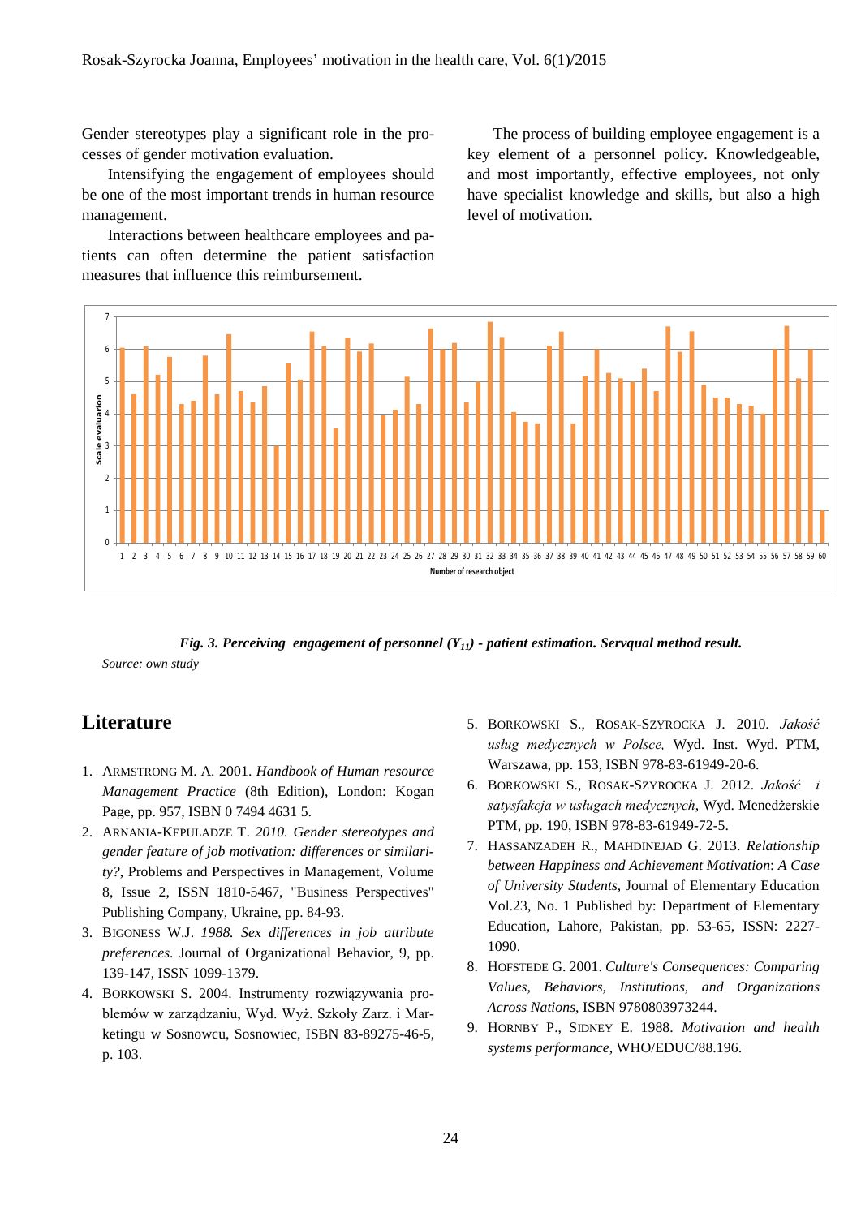Gender stereotypes play a significant role in the processes of gender motivation evaluation.

Intensifying the engagement of employees should be one of the most important trends in human resource management.

Interactions between healthcare employees and patients can often determine the patient satisfaction measures that influence this reimbursement.

The process of building employee engagement is a key element of a personnel policy. Knowledgeable, and most importantly, effective employees, not only have specialist knowledge and skills, but also a high level of motivation.

***Fig. 3. Perceiving engagement of personnel ($Y_{11}$) - patient estimation. Servqual method result.***

*Source: own study*

## Literature

1. ARMSTRONG M. A. 2001. *Handbook of Human resource Management Practice* (8th Edition), London: Kogan Page, pp. 957, ISBN 0 7494 4631 5.
2. ARNANIA-KEPULADZE T. *2010. Gender stereotypes and gender feature of job motivation: differences or similarity?*, Problems and Perspectives in Management, Volume 8, Issue 2, ISSN 1810-5467, "Business Perspectives" Publishing Company, Ukraine, pp. 84-93.
3. BIGONESS W.J. *1988. Sex differences in job attribute preferences*. Journal of Organizational Behavior, 9, pp. 139-147, ISSN 1099-1379.
4. BORKOWSKI S. 2004. Instrumenty rozwiązywania problemów w zarządzaniu, Wyd. Wyż. Szkoły Zarz. i Marketingu w Sosnowcu, Sosnowiec, ISBN 83-89275-46-5, p. 103.
5. BORKOWSKI S., ROSAK-SZYROCKA J. 2010. *Jakość usług medycznych w Polsce,* Wyd. Inst. Wyd. PTM, Warszawa, pp. 153, ISBN 978-83-61949-20-6.
6. BORKOWSKI S., ROSAK-SZYROCKA J. 2012. *Jakość i satysfakcja w usługach medycznych*, Wyd. Menedżerskie PTM, pp. 190, ISBN 978-83-61949-72-5.
7. HASSANZADEH R., MAHDINEJAD G. 2013. *Relationship between Happiness and Achievement Motivation*: *A Case of University Students*, Journal of Elementary Education Vol.23, No. 1 Published by: Department of Elementary Education, Lahore, Pakistan, pp. 53-65, ISSN: 2227-1090.
8. HOFSTEDE G. 2001. *Culture's Consequences: Comparing Values, Behaviors, Institutions, and Organizations Across Nations*, ISBN 9780803973244.
9. HORNBY P., SIDNEY E. 1988. *Motivation and health systems performance*, WHO/EDUC/88.196.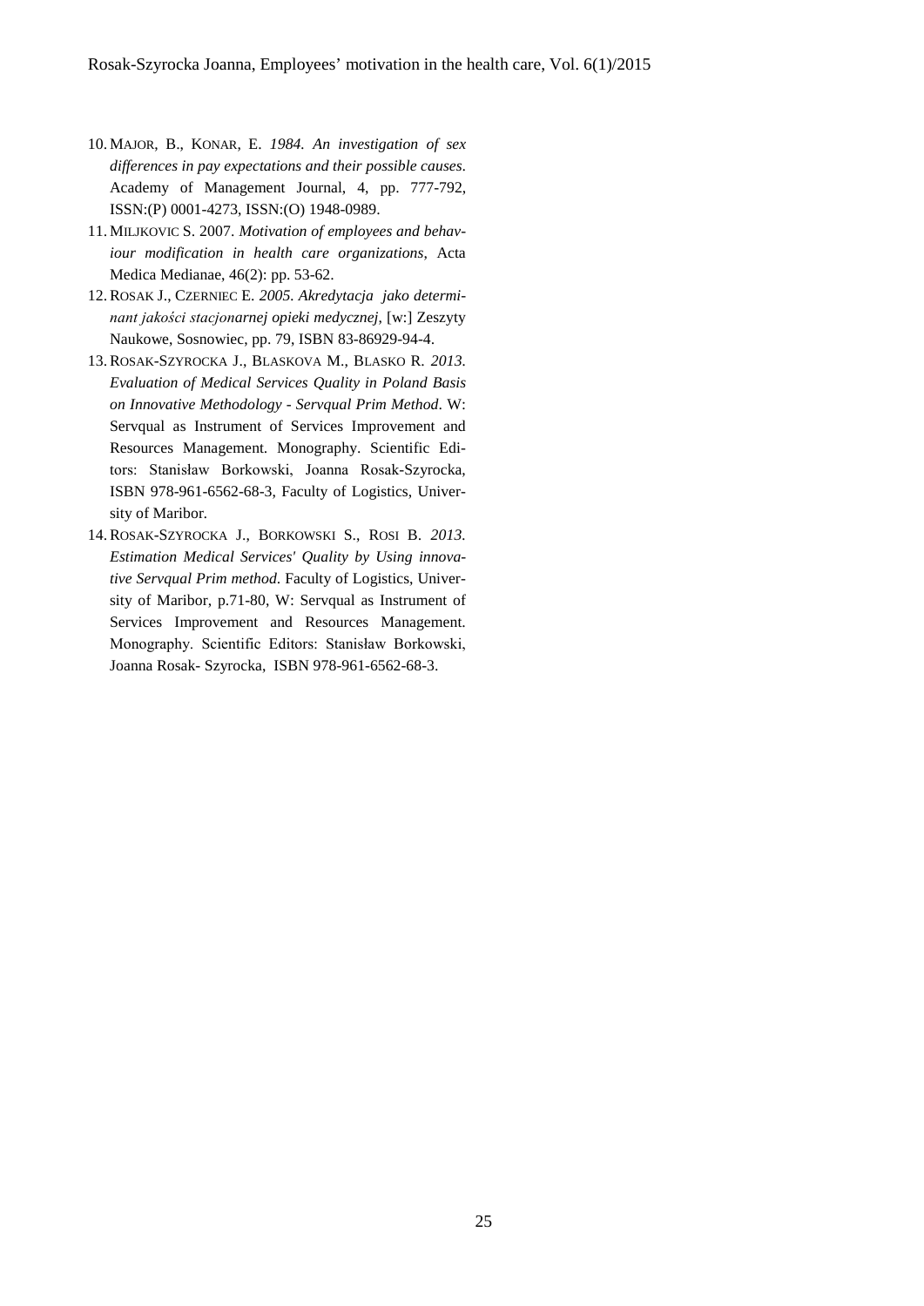10. MAJOR, B., KONAR, E. *1984. An investigation of sex differences in pay expectations and their possible causes*. Academy of Management Journal, 4, pp. 777-792, ISSN:(P) 0001-4273, ISSN:(O) 1948-0989.
11. MILJKOVIC S. 2007. *Motivation of employees and behaviour modification in health care organizations*, Acta Medica Medianae, 46(2): pp. 53-62.
12. ROSAK J., CZERNIEC E. *2005. Akredytacja jako determinant jakości stacjonarnej opieki medycznej*, [w:] Zeszyty Naukowe, Sosnowiec, pp. 79, ISBN 83-86929-94-4.
13. ROSAK-SZYROCKA J., BLASKOVA M., BLASKO R. *2013. Evaluation of Medical Services Quality in Poland Basis on Innovative Methodology - Servqual Prim Method*. W: Servqual as Instrument of Services Improvement and Resources Management. Monography. Scientific Editors: Stanisław Borkowski, Joanna Rosak-Szyrocka, ISBN 978-961-6562-68-3, Faculty of Logistics, University of Maribor.
14. ROSAK-SZYROCKA J., BORKOWSKI S., ROSI B. *2013. Estimation Medical Services' Quality by Using innovative Servqual Prim method*. Faculty of Logistics, University of Maribor, p.71-80, W: Servqual as Instrument of Services Improvement and Resources Management. Monography. Scientific Editors: Stanisław Borkowski, Joanna Rosak- Szyrocka, ISBN 978-961-6562-68-3.